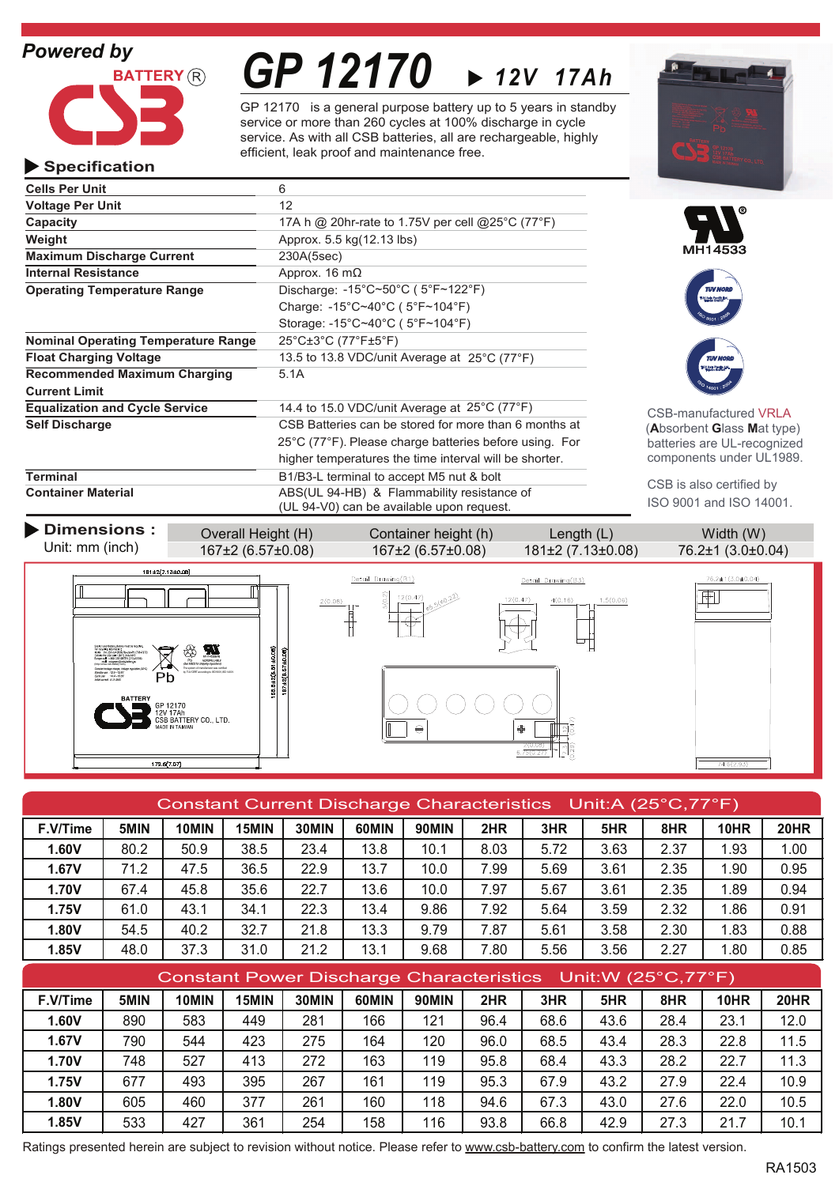**Powered by**

BATTERY®

# GP 12170 ▶ 12V 17Ah

GP 12170 is a general purpose battery up to 5 years in standby service or more than 260 cycles at 100% discharge in cycle service. As with all CSB batteries, all are rechargeable, highly efficient, leak proof and maintenance free.

## ▶ Specification

| | |
|---|---|
| **Cells Per Unit** | 6 |
| **Voltage Per Unit** | 12 |
| **Capacity** | 17A h @ 20hr-rate to 1.75V per cell @25°C (77°F) |
| **Weight** | Approx. 5.5 kg(12.13 lbs) |
| **Maximum Discharge Current** | 230A(5sec) |
| **Internal Resistance** | Approx. 16 mΩ |
| **Operating Temperature Range** | Discharge: -15°C~50°C ( 5°F~122°F)<br>Charge: -15°C~40°C ( 5°F~104°F)<br>Storage: -15°C~40°C ( 5°F~104°F) |
| **Nominal Operating Temperature Range** | 25°C±3°C (77°F±5°F) |
| **Float Charging Voltage** | 13.5 to 13.8 VDC/unit Average at 25°C (77°F) |
| **Recommended Maximum Charging Current Limit** | 5.1A |
| **Equalization and Cycle Service** | 14.4 to 15.0 VDC/unit Average at 25°C (77°F) |
| **Self Discharge** | CSB Batteries can be stored for more than 6 months at 25°C (77°F). Please charge batteries before using. For higher temperatures the time interval will be shorter. |
| **Terminal** | B1/B3-L terminal to accept M5 nut & bolt |
| **Container Material** | ABS(UL 94-HB) & Flammability resistance of (UL 94-V0) can be available upon request. |

MH14533

CSB-manufactured VRLA (**A**bsorbent **G**lass **M**at type) batteries are UL-recognized components under UL1989.

CSB is also certified by ISO 9001 and ISO 14001.

## ▶ Dimensions :

Unit: mm (inch)

| Overall Height (H) | Container height (h) | Length (L) | Width (W) |
|---|---|---|---|
| 167±2 (6.57±0.08) | 167±2 (6.57±0.08) | 181±2 (7.13±0.08) | 76.2±1 (3.0±0.04) |

## Constant Current Discharge Characteristics Unit:A (25°C,77°F)

| F.V/Time | 5MIN | 10MIN | 15MIN | 30MIN | 60MIN | 90MIN | 2HR | 3HR | 5HR | 8HR | 10HR | 20HR |
|---|---|---|---|---|---|---|---|---|---|---|---|---|
| **1.60V** | 80.2 | 50.9 | 38.5 | 23.4 | 13.8 | 10.1 | 8.03 | 5.72 | 3.63 | 2.37 | 1.93 | 1.00 |
| **1.67V** | 71.2 | 47.5 | 36.5 | 22.9 | 13.7 | 10.0 | 7.99 | 5.69 | 3.61 | 2.35 | 1.90 | 0.95 |
| **1.70V** | 67.4 | 45.8 | 35.6 | 22.7 | 13.6 | 10.0 | 7.97 | 5.67 | 3.61 | 2.35 | 1.89 | 0.94 |
| **1.75V** | 61.0 | 43.1 | 34.1 | 22.3 | 13.4 | 9.86 | 7.92 | 5.64 | 3.59 | 2.32 | 1.86 | 0.91 |
| **1.80V** | 54.5 | 40.2 | 32.7 | 21.8 | 13.3 | 9.79 | 7.87 | 5.61 | 3.58 | 2.30 | 1.83 | 0.88 |
| **1.85V** | 48.0 | 37.3 | 31.0 | 21.2 | 13.1 | 9.68 | 7.80 | 5.56 | 3.56 | 2.27 | 1.80 | 0.85 |

## Constant Power Discharge Characteristics Unit:W (25°C,77°F)

| F.V/Time | 5MIN | 10MIN | 15MIN | 30MIN | 60MIN | 90MIN | 2HR | 3HR | 5HR | 8HR | 10HR | 20HR |
|---|---|---|---|---|---|---|---|---|---|---|---|---|
| **1.60V** | 890 | 583 | 449 | 281 | 166 | 121 | 96.4 | 68.6 | 43.6 | 28.4 | 23.1 | 12.0 |
| **1.67V** | 790 | 544 | 423 | 275 | 164 | 120 | 96.0 | 68.5 | 43.4 | 28.3 | 22.8 | 11.5 |
| **1.70V** | 748 | 527 | 413 | 272 | 163 | 119 | 95.8 | 68.4 | 43.3 | 28.2 | 22.7 | 11.3 |
| **1.75V** | 677 | 493 | 395 | 267 | 161 | 119 | 95.3 | 67.9 | 43.2 | 27.9 | 22.4 | 10.9 |
| **1.80V** | 605 | 460 | 377 | 261 | 160 | 118 | 94.6 | 67.3 | 43.0 | 27.6 | 22.0 | 10.5 |
| **1.85V** | 533 | 427 | 361 | 254 | 158 | 116 | 93.8 | 66.8 | 42.9 | 27.3 | 21.7 | 10.1 |

Ratings presented herein are subject to revision without notice. Please refer to www.csb-battery.com to confirm the latest version.

RA1503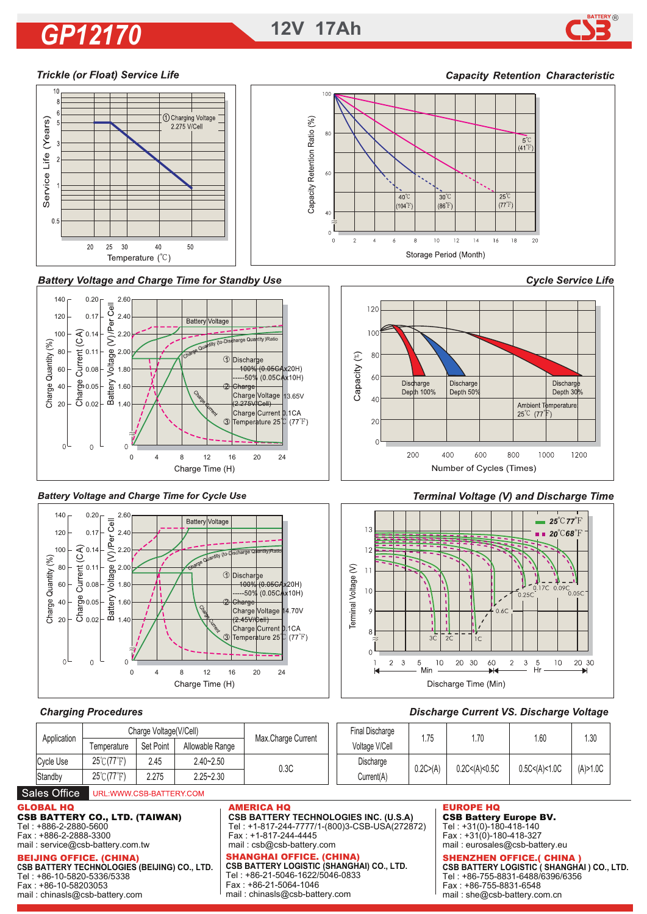# GP12170

12V 17Ah

CSB BATTERY®

## Trickle (or Float) Service Life

Service Life (Years)

10
8
6
5
3
2
1
0.5

20 25 30 40 50

Temperature (℃)

① Charging Voltage
2.275 V/Cell

## Capacity Retention Characteristic

Capacity Retention Ratio (%)

100
80
60
40
0

0 2 4 6 8 10 12 14 16 18 20

Storage Period (Month)

5℃ (41℉)
40℃ (104℉)
30℃ (86℉)
25℃ (77℉)

## Battery Voltage and Charge Time for Standby Use

Charge Quantity (%)
140 120 100 80 60 40 20 0

Charge Current (CA)
0.20 0.17 0.14 0.11 0.08 0.05 0.02 0

Battery Voltage (V)/Per Cell
2.60 2.40 2.20 2.00 1.80 1.60 1.40 0

0 4 8 12 16 20 24

Charge Time (H)

Battery Voltage

Charge Quantity (to-Discharge Quantity)Ratio

Charge Current

① Discharge
——100% (0.05CAx20H)
-----50% (0.05CAx10H)

② Charge
Charge Voltage 13.65V
(2.275V/Cell)
Charge Current 0.1CA

③ Temperature 25℃ (77℉)

## Cycle Service Life

Capacity (%)

120
100
80
60
40
20
0

200 400 600 800 1000 1200

Number of Cycles (Times)

Discharge Depth 100%
Discharge Depth 50%
Discharge Depth 30%

Ambient Temperature 25℃ (77℉)

## Battery Voltage and Charge Time for Cycle Use

Charge Quantity (%)
140 120 100 80 60 40 20 0

Charge Current (CA)
0.20 0.17 0.14 0.11 0.08 0.05 0.02 0

Battery Voltage (V)/Per Cell
2.60 2.40 2.20 2.00 1.80 1.60 1.40 0

0 4 8 12 16 20 24

Charge Time (H)

Battery Voltage

Charge Quantity (to-Discharge Quantity)Ratio

Charge Current

① Discharge
——100% (0.05CAx20H)
-----50% (0.05CAx10H)

② Charge
Charge Voltage 14.70V
(2.45V/Cell)
Charge Current 0.1CA

③ Temperature 25℃ (77℉)

## Terminal Voltage (V) and Discharge Time

Terminal Voltage (V)

13
12
11
10
9
8
0

1 2 3 5 10 20 30 60 2 3 5 10 20 30

Min Hr

Discharge Time (Min)

25℃77℉
20℃68℉

3C 2C 1C 0.6C 0.25C 0.17C 0.09C 0.05C

## Charging Procedures

| Application | Charge Voltage(V/Cell) | | | Max.Charge Current |
|---|---|---|---|---|
| | Temperature | Set Point | Allowable Range | |
| Cycle Use | 25℃(77℉) | 2.45 | 2.40~2.50 | 0.3C |
| Standby | 25℃(77℉) | 2.275 | 2.25~2.30 | |

## Discharge Current VS. Discharge Voltage

| Final Discharge Voltage V/Cell | 1.75 | 1.70 | 1.60 | 1.30 |
|---|---|---|---|---|
| Discharge Current(A) | 0.2C>(A) | 0.2C<(A)<0.5C | 0.5C<(A)<1.0C | (A)>1.0C |

**Sales Office** URL:WWW.CSB-BATTERY.COM

**GLOBAL HQ**
**CSB BATTERY CO., LTD. (TAIWAN)**
Tel : +886-2-2880-5600
Fax : +886-2-2888-3300
mail : service@csb-battery.com.tw

**AMERICA HQ**
**CSB BATTERY TECHNOLOGIES INC. (U.S.A)**
Tel : +1-817-244-7777/1-(800)3-CSB-USA(272872)
Fax : +1-817-244-4445
mail : csb@csb-battery.com

**EUROPE HQ**
**CSB Battery Europe BV.**
Tel : +31(0)-180-418-140
Fax : +31(0)-180-418-327
mail : eurosales@csb-battery.eu

**BEIJING OFFICE. (CHINA)**
**CSB BATTERY TECHNOLOGIES (BEIJING) CO., LTD.**
Tel : +86-10-5820-5336/5338
Fax : +86-10-58203053
mail : chinasls@csb-battery.com

**SHANGHAI OFFICE. (CHINA)**
**CSB BATTERY LOGISTIC (SHANGHAI) CO., LTD.**
Tel : +86-21-5046-1622/5046-0833
Fax : +86-21-5064-1046
mail : chinasls@csb-battery.com

**SHENZHEN OFFICE.( CHINA )**
**CSB BATTERY LOGISTIC ( SHANGHAI ) CO., LTD.**
Tel : +86-755-8831-6488/6396/6356
Fax : +86-755-8831-6548
mail : she@csb-battery.com.cn